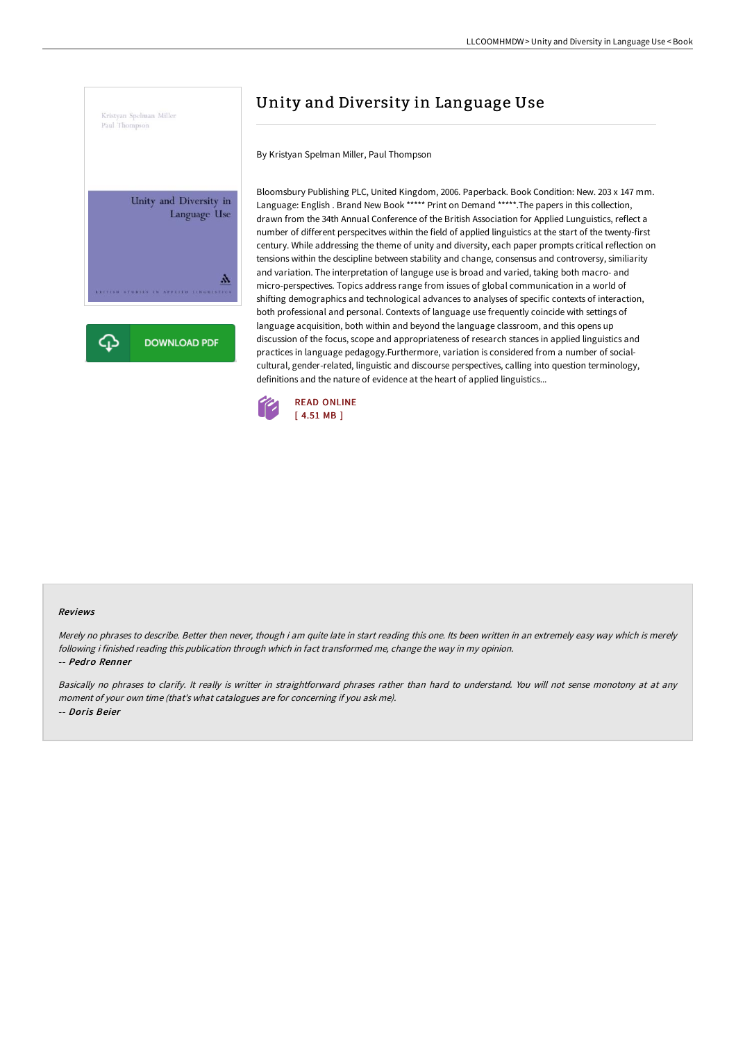# Unity and Diversity in Language Use

By Kristyan Spelman Miller, Paul Thompson

Bloomsbury Publishing PLC, United Kingdom, 2006. Paperback. Book Condition: New. 203 x 147 mm. Language: English . Brand New Book ***** Print on Demand *****.The papers in this collection, drawn from the 34th Annual Conference of the British Association for Applied Lunguistics, reflect a number of different perspecitves within the field of applied linguistics at the start of the twenty-first century. While addressing the theme of unity and diversity, each paper prompts critical reflection on tensions within the descipline between stability and change, consensus and controversy, similiarity and variation. The interpretation of language use is broad and varied, taking both macro- and micro-perspectives. Topics address range from issues of global communication in a world of shifting demographics and technological advances to analyses of specific contexts of interaction, both professional and personal. Contexts of language use frequently coincide with settings of language acquisition, both within and beyond the language classroom, and this opens up discussion of the focus, scope and appropriateness of research stances in applied linguistics and practices in language pedagogy.Furthermore, variation is considered from a number of social-cultural, gender-related, linguistic and discourse perspectives, calling into question terminology, definitions and the nature of evidence at the heart of applied linguistics...

DOWNLOAD PDF

READ ONLINE
[ 4.51 MB ]

#### Reviews

*Merely no phrases to describe. Better then never, though i am quite late in start reading this one. Its been written in an extremely easy way which is merely following i finished reading this publication through which in fact transformed me, change the way in my opinion.*

*-- **Pedro Renner***

*Basically no phrases to clarify. It really is writter in straightforward phrases rather than hard to understand. You will not sense monotony at at any moment of your own time (that's what catalogues are for concerning if you ask me).*

*-- **Doris Beier***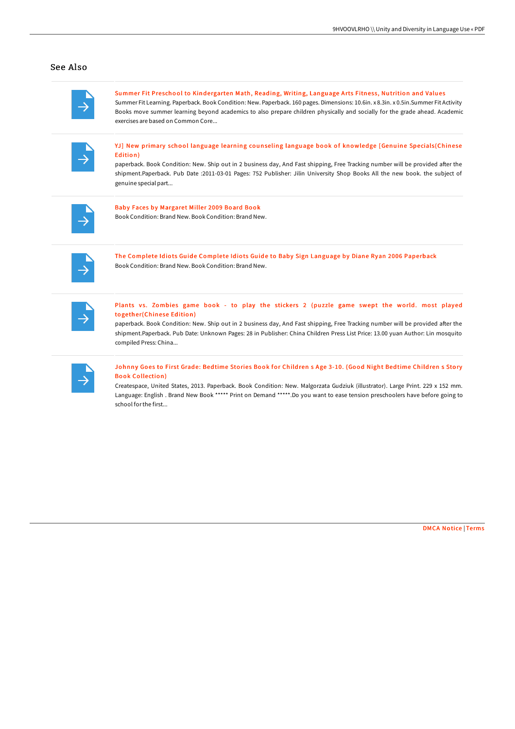## See Also

**Summer Fit Preschool to Kindergarten Math, Reading, Writing, Language Arts Fitness, Nutrition and Values**

Summer Fit Learning. Paperback. Book Condition: New. Paperback. 160 pages. Dimensions: 10.6in. x 8.3in. x 0.5in.Summer Fit Activity Books move summer learning beyond academics to also prepare children physically and socially for the grade ahead. Academic exercises are based on Common Core...

**YJ] New primary school language learning counseling language book of knowledge [Genuine Specials(Chinese Edition)**

paperback. Book Condition: New. Ship out in 2 business day, And Fast shipping, Free Tracking number will be provided after the shipment.Paperback. Pub Date :2011-03-01 Pages: 752 Publisher: Jilin University Shop Books All the new book. the subject of genuine special part...

**Baby Faces by Margaret Miller 2009 Board Book**

Book Condition: Brand New. Book Condition: Brand New.

**The Complete Idiots Guide Complete Idiots Guide to Baby Sign Language by Diane Ryan 2006 Paperback**

Book Condition: Brand New. Book Condition: Brand New.

**Plants vs. Zombies game book - to play the stickers 2 (puzzle game swept the world. most played together(Chinese Edition)**

paperback. Book Condition: New. Ship out in 2 business day, And Fast shipping, Free Tracking number will be provided after the shipment.Paperback. Pub Date: Unknown Pages: 28 in Publisher: China Children Press List Price: 13.00 yuan Author: Lin mosquito compiled Press: China...

**Johnny Goes to First Grade: Bedtime Stories Book for Children s Age 3-10. (Good Night Bedtime Children s Story Book Collection)**

Createspace, United States, 2013. Paperback. Book Condition: New. Malgorzata Gudziuk (illustrator). Large Print. 229 x 152 mm. Language: English . Brand New Book ***** Print on Demand *****.Do you want to ease tension preschoolers have before going to school for the first...

DMCA Notice | Terms